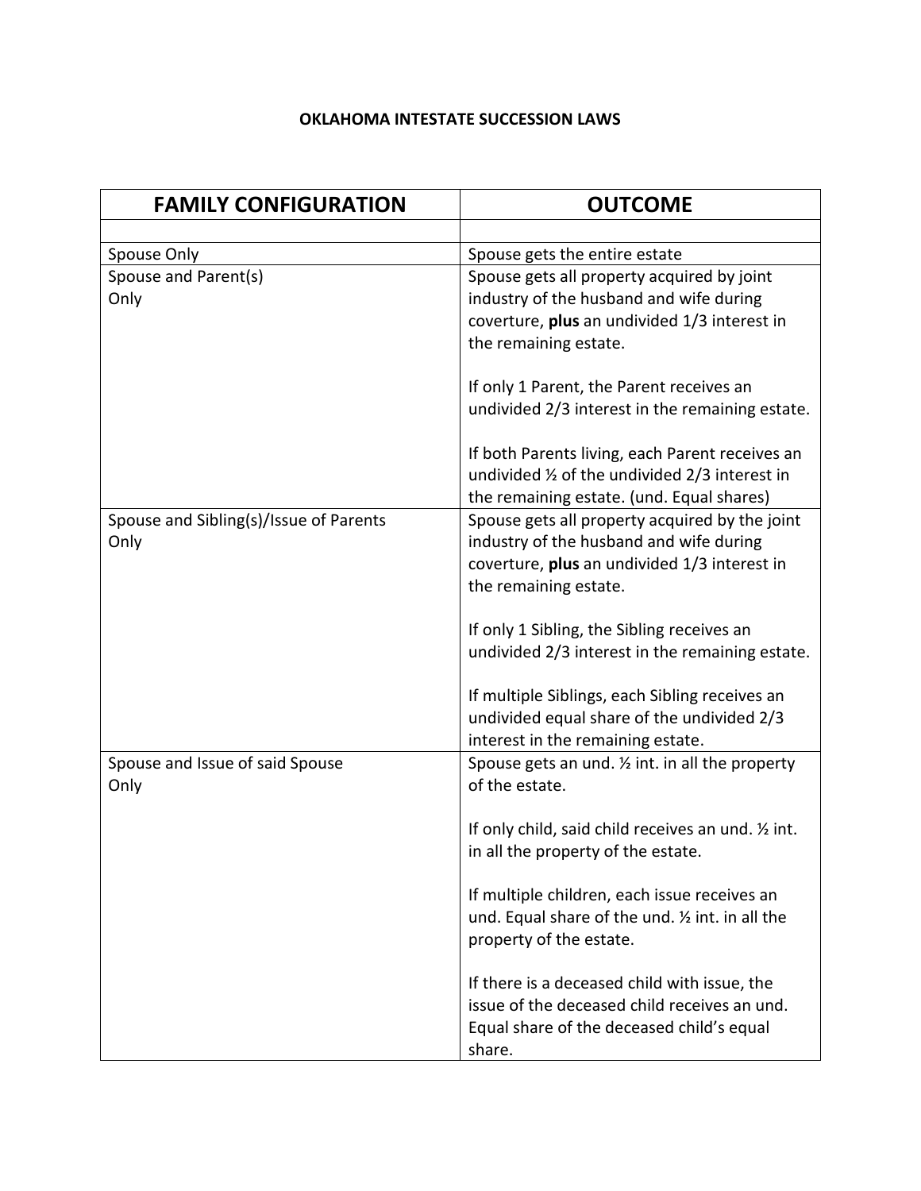# OKLAHOMA INTESTATE SUCCESSION LAWS

| FAMILY CONFIGURATION | OUTCOME |
|---|---|
| | |
| Spouse Only | Spouse gets the entire estate |
| Spouse and Parent(s) Only | Spouse gets all property acquired by joint industry of the husband and wife during coverture, **plus** an undivided 1/3 interest in the remaining estate.<br><br>If only 1 Parent, the Parent receives an undivided 2/3 interest in the remaining estate.<br><br>If both Parents living, each Parent receives an undivided ½ of the undivided 2/3 interest in the remaining estate. (und. Equal shares) |
| Spouse and Sibling(s)/Issue of Parents Only | Spouse gets all property acquired by the joint industry of the husband and wife during coverture, **plus** an undivided 1/3 interest in the remaining estate.<br><br>If only 1 Sibling, the Sibling receives an undivided 2/3 interest in the remaining estate.<br><br>If multiple Siblings, each Sibling receives an undivided equal share of the undivided 2/3 interest in the remaining estate. |
| Spouse and Issue of said Spouse Only | Spouse gets an und. ½ int. in all the property of the estate.<br><br>If only child, said child receives an und. ½ int. in all the property of the estate.<br><br>If multiple children, each issue receives an und. Equal share of the und. ½ int. in all the property of the estate.<br><br>If there is a deceased child with issue, the issue of the deceased child receives an und. Equal share of the deceased child's equal share. |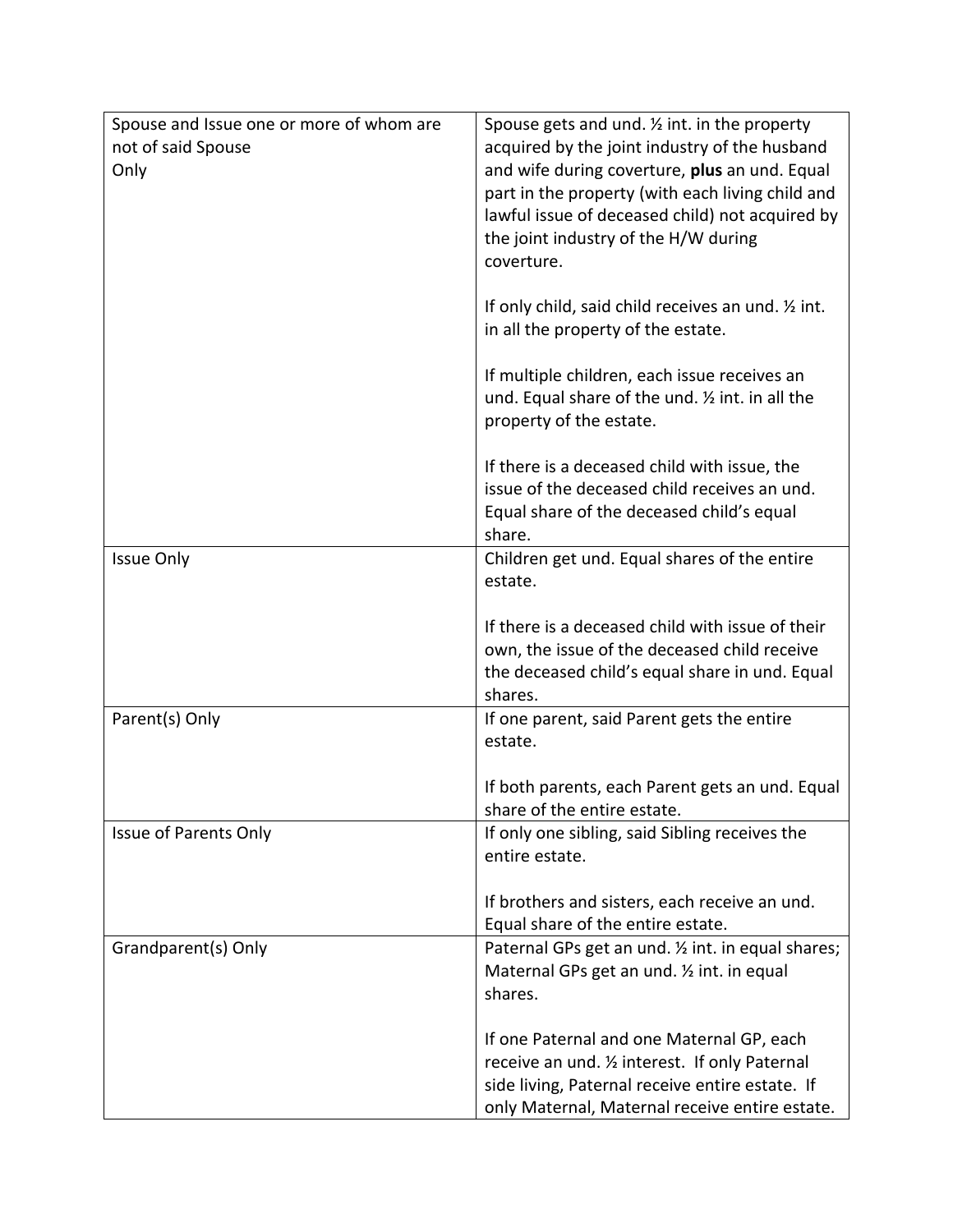| Spouse and Issue one or more of whom are not of said Spouse Only | Spouse gets and und. ½ int. in the property acquired by the joint industry of the husband and wife during coverture, **plus** an und. Equal part in the property (with each living child and lawful issue of deceased child) not acquired by the joint industry of the H/W during coverture.<br><br>If only child, said child receives an und. ½ int. in all the property of the estate.<br><br>If multiple children, each issue receives an und. Equal share of the und. ½ int. in all the property of the estate.<br><br>If there is a deceased child with issue, the issue of the deceased child receives an und. Equal share of the deceased child's equal share. |
|---|---|
| Issue Only | Children get und. Equal shares of the entire estate.<br><br>If there is a deceased child with issue of their own, the issue of the deceased child receive the deceased child's equal share in und. Equal shares. |
| Parent(s) Only | If one parent, said Parent gets the entire estate.<br><br>If both parents, each Parent gets an und. Equal share of the entire estate. |
| Issue of Parents Only | If only one sibling, said Sibling receives the entire estate.<br><br>If brothers and sisters, each receive an und. Equal share of the entire estate. |
| Grandparent(s) Only | Paternal GPs get an und. ½ int. in equal shares; Maternal GPs get an und. ½ int. in equal shares.<br><br>If one Paternal and one Maternal GP, each receive an und. ½ interest. If only Paternal side living, Paternal receive entire estate. If only Maternal, Maternal receive entire estate. |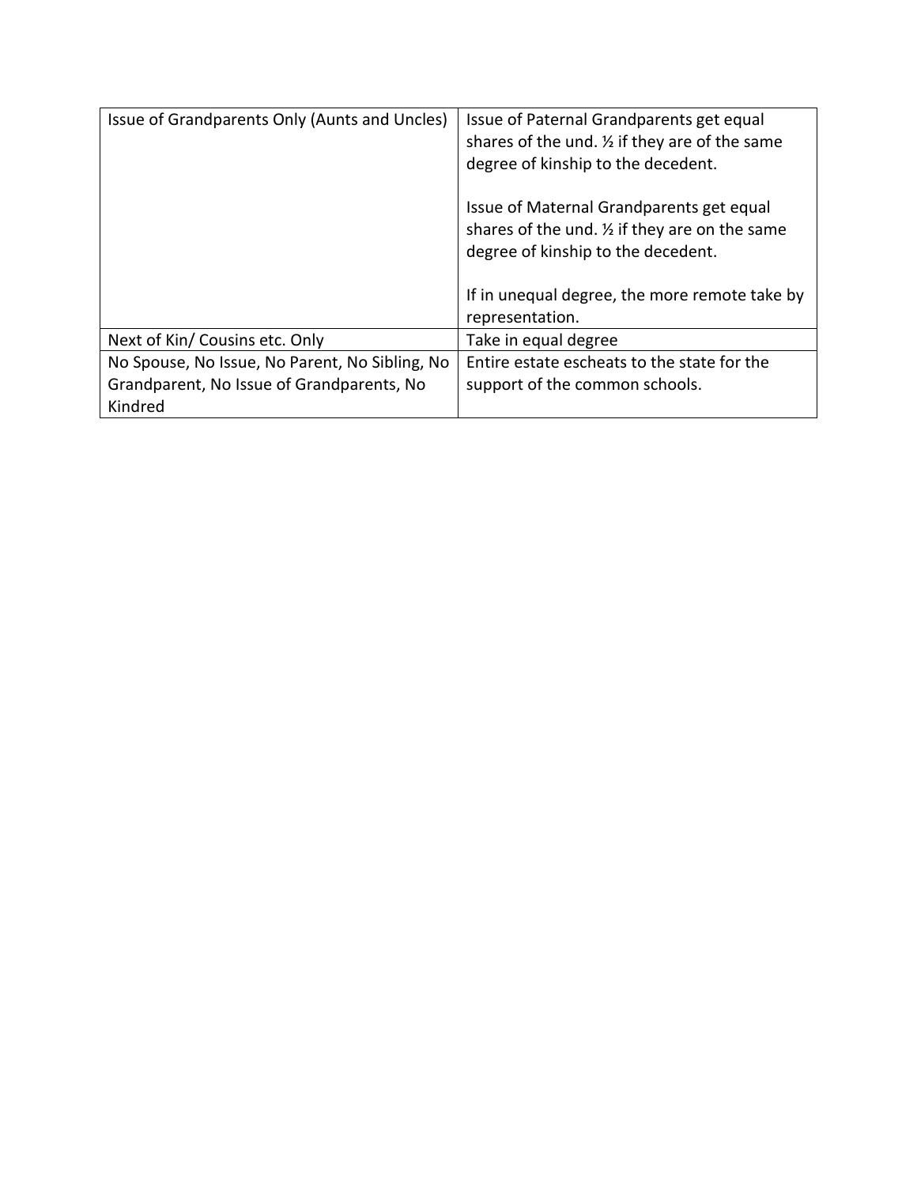| | |
|---|---|
| Issue of Grandparents Only (Aunts and Uncles) | Issue of Paternal Grandparents get equal shares of the und. ½ if they are of the same degree of kinship to the decedent.<br><br>Issue of Maternal Grandparents get equal shares of the und. ½ if they are on the same degree of kinship to the decedent.<br><br>If in unequal degree, the more remote take by representation. |
| Next of Kin/ Cousins etc. Only | Take in equal degree |
| No Spouse, No Issue, No Parent, No Sibling, No Grandparent, No Issue of Grandparents, No Kindred | Entire estate escheats to the state for the support of the common schools. |